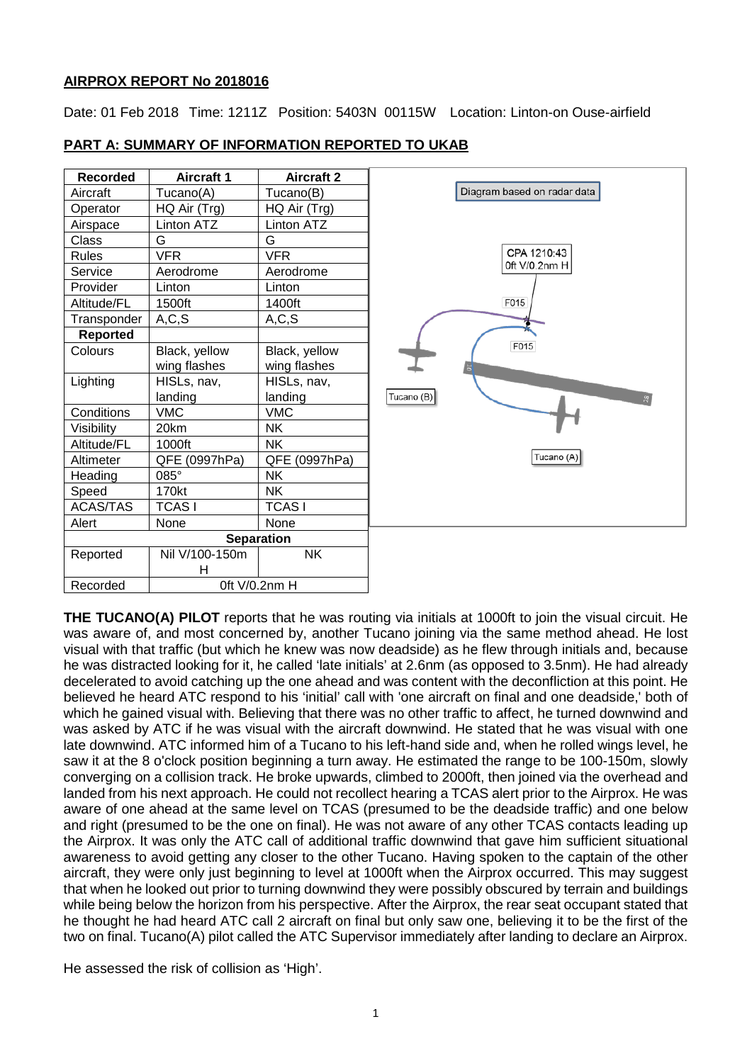**AIRPROX REPORT No 2018016**

Date: 01 Feb 2018 Time: 1211Z Position: 5403N 00115W Location: Linton-on Ouse-airfield

**PART A: SUMMARY OF INFORMATION REPORTED TO UKAB**

| Recorded | Aircraft 1 | Aircraft 2 |
|---|---|---|
| Aircraft | Tucano(A) | Tucano(B) |
| Operator | HQ Air (Trg) | HQ Air (Trg) |
| Airspace | Linton ATZ | Linton ATZ |
| Class | G | G |
| Rules | VFR | VFR |
| Service | Aerodrome | Aerodrome |
| Provider | Linton | Linton |
| Altitude/FL | 1500ft | 1400ft |
| Transponder | A,C,S | A,C,S |
| **Reported** | | |
| Colours | Black, yellow wing flashes | Black, yellow wing flashes |
| Lighting | HISLs, nav, landing | HISLs, nav, landing |
| Conditions | VMC | VMC |
| Visibility | 20km | NK |
| Altitude/FL | 1000ft | NK |
| Altimeter | QFE (0997hPa) | QFE (0997hPa) |
| Heading | 085° | NK |
| Speed | 170kt | NK |
| ACAS/TAS | TCAS I | TCAS I |
| Alert | None | None |
| **Separation** | | |
| Reported | Nil V/100-150m H | NK |
| Recorded | 0ft V/0.2nm H | |

Diagram based on radar data

CPA 1210:43
0ft V/0.2nm H

F015

F015

Tucano (B)

Tucano (A)

**THE TUCANO(A) PILOT** reports that he was routing via initials at 1000ft to join the visual circuit. He was aware of, and most concerned by, another Tucano joining via the same method ahead. He lost visual with that traffic (but which he knew was now deadside) as he flew through initials and, because he was distracted looking for it, he called 'late initials' at 2.6nm (as opposed to 3.5nm). He had already decelerated to avoid catching up the one ahead and was content with the deconfliction at this point. He believed he heard ATC respond to his 'initial' call with 'one aircraft on final and one deadside,' both of which he gained visual with. Believing that there was no other traffic to affect, he turned downwind and was asked by ATC if he was visual with the aircraft downwind. He stated that he was visual with one late downwind. ATC informed him of a Tucano to his left-hand side and, when he rolled wings level, he saw it at the 8 o'clock position beginning a turn away. He estimated the range to be 100-150m, slowly converging on a collision track. He broke upwards, climbed to 2000ft, then joined via the overhead and landed from his next approach. He could not recollect hearing a TCAS alert prior to the Airprox. He was aware of one ahead at the same level on TCAS (presumed to be the deadside traffic) and one below and right (presumed to be the one on final). He was not aware of any other TCAS contacts leading up the Airprox. It was only the ATC call of additional traffic downwind that gave him sufficient situational awareness to avoid getting any closer to the other Tucano. Having spoken to the captain of the other aircraft, they were only just beginning to level at 1000ft when the Airprox occurred. This may suggest that when he looked out prior to turning downwind they were possibly obscured by terrain and buildings while being below the horizon from his perspective. After the Airprox, the rear seat occupant stated that he thought he had heard ATC call 2 aircraft on final but only saw one, believing it to be the first of the two on final. Tucano(A) pilot called the ATC Supervisor immediately after landing to declare an Airprox.

He assessed the risk of collision as 'High'.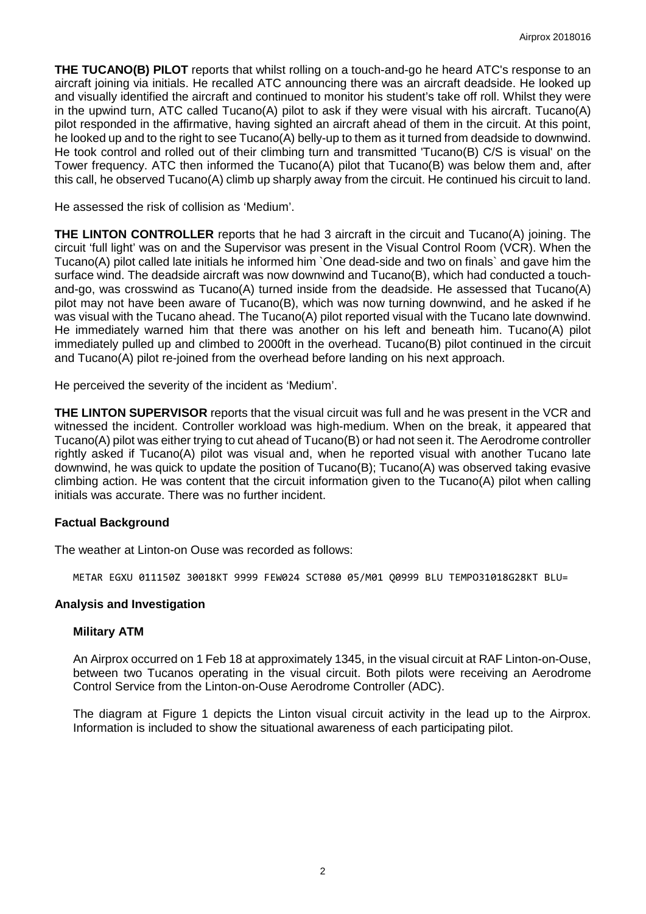**THE TUCANO(B) PILOT** reports that whilst rolling on a touch-and-go he heard ATC's response to an aircraft joining via initials. He recalled ATC announcing there was an aircraft deadside. He looked up and visually identified the aircraft and continued to monitor his student's take off roll. Whilst they were in the upwind turn, ATC called Tucano(A) pilot to ask if they were visual with his aircraft. Tucano(A) pilot responded in the affirmative, having sighted an aircraft ahead of them in the circuit. At this point, he looked up and to the right to see Tucano(A) belly-up to them as it turned from deadside to downwind. He took control and rolled out of their climbing turn and transmitted 'Tucano(B) C/S is visual' on the Tower frequency. ATC then informed the Tucano(A) pilot that Tucano(B) was below them and, after this call, he observed Tucano(A) climb up sharply away from the circuit. He continued his circuit to land.

He assessed the risk of collision as 'Medium'.

**THE LINTON CONTROLLER** reports that he had 3 aircraft in the circuit and Tucano(A) joining. The circuit 'full light' was on and the Supervisor was present in the Visual Control Room (VCR). When the Tucano(A) pilot called late initials he informed him `One dead-side and two on finals` and gave him the surface wind. The deadside aircraft was now downwind and Tucano(B), which had conducted a touch-and-go, was crosswind as Tucano(A) turned inside from the deadside. He assessed that Tucano(A) pilot may not have been aware of Tucano(B), which was now turning downwind, and he asked if he was visual with the Tucano ahead. The Tucano(A) pilot reported visual with the Tucano late downwind. He immediately warned him that there was another on his left and beneath him. Tucano(A) pilot immediately pulled up and climbed to 2000ft in the overhead. Tucano(B) pilot continued in the circuit and Tucano(A) pilot re-joined from the overhead before landing on his next approach.

He perceived the severity of the incident as 'Medium'.

**THE LINTON SUPERVISOR** reports that the visual circuit was full and he was present in the VCR and witnessed the incident. Controller workload was high-medium. When on the break, it appeared that Tucano(A) pilot was either trying to cut ahead of Tucano(B) or had not seen it. The Aerodrome controller rightly asked if Tucano(A) pilot was visual and, when he reported visual with another Tucano late downwind, he was quick to update the position of Tucano(B); Tucano(A) was observed taking evasive climbing action. He was content that the circuit information given to the Tucano(A) pilot when calling initials was accurate. There was no further incident.

### Factual Background

The weather at Linton-on Ouse was recorded as follows:

```
METAR EGXU 011150Z 30018KT 9999 FEW024 SCT080 05/M01 Q0999 BLU TEMPO31018G28KT BLU=
```

### Analysis and Investigation

#### Military ATM

An Airprox occurred on 1 Feb 18 at approximately 1345, in the visual circuit at RAF Linton-on-Ouse, between two Tucanos operating in the visual circuit. Both pilots were receiving an Aerodrome Control Service from the Linton-on-Ouse Aerodrome Controller (ADC).

The diagram at Figure 1 depicts the Linton visual circuit activity in the lead up to the Airprox. Information is included to show the situational awareness of each participating pilot.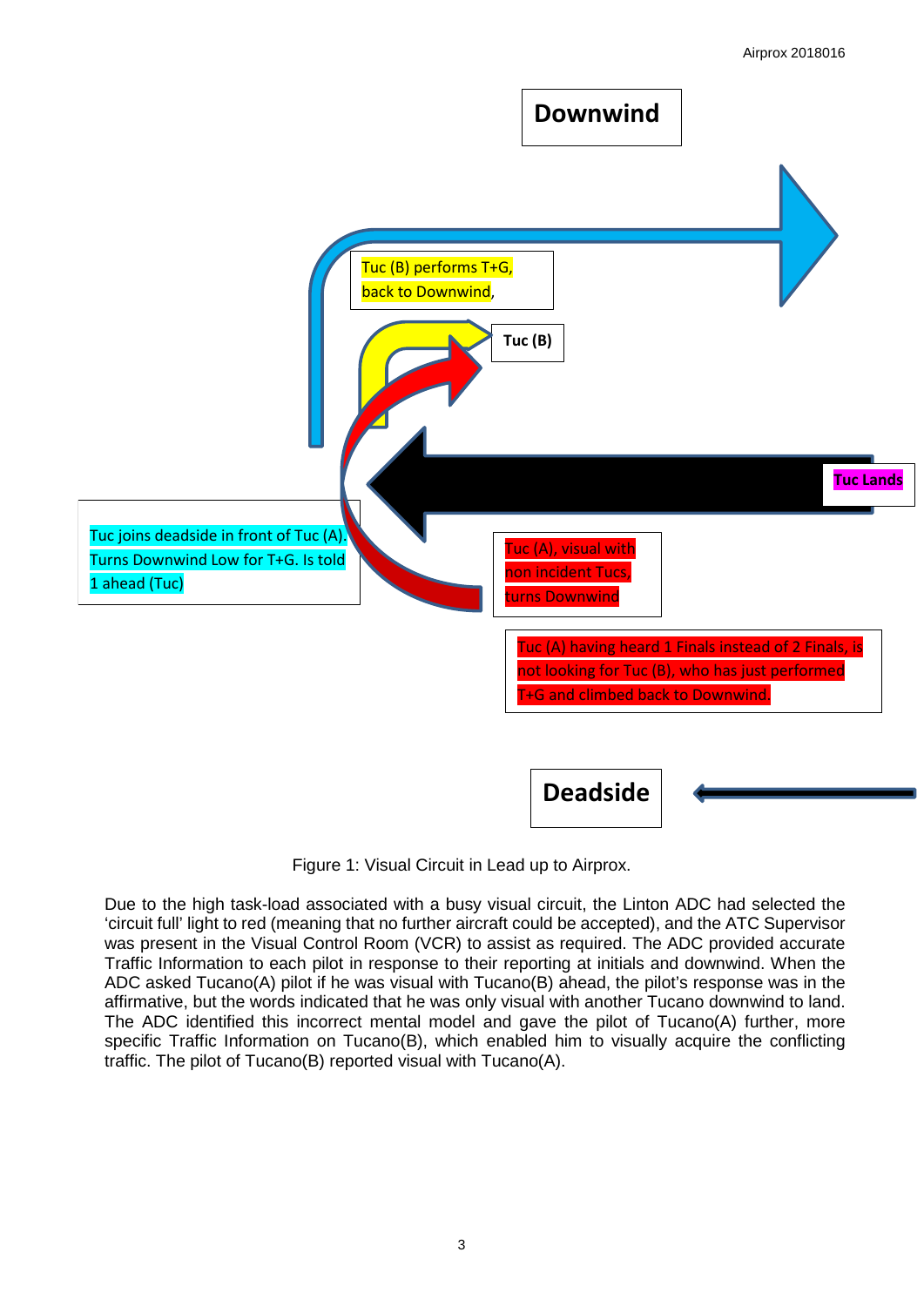Downwind

Tuc (B) performs T+G, back to Downwind,

Tuc (B)

Tuc Lands

Tuc joins deadside in front of Tuc (A). Turns Downwind Low for T+G. Is told 1 ahead (Tuc)

Tuc (A), visual with non incident Tucs, turns Downwind

Tuc (A) having heard 1 Finals instead of 2 Finals, is not looking for Tuc (B), who has just performed T+G and climbed back to Downwind.

Deadside

Figure 1: Visual Circuit in Lead up to Airprox.

Due to the high task-load associated with a busy visual circuit, the Linton ADC had selected the 'circuit full' light to red (meaning that no further aircraft could be accepted), and the ATC Supervisor was present in the Visual Control Room (VCR) to assist as required. The ADC provided accurate Traffic Information to each pilot in response to their reporting at initials and downwind. When the ADC asked Tucano(A) pilot if he was visual with Tucano(B) ahead, the pilot's response was in the affirmative, but the words indicated that he was only visual with another Tucano downwind to land. The ADC identified this incorrect mental model and gave the pilot of Tucano(A) further, more specific Traffic Information on Tucano(B), which enabled him to visually acquire the conflicting traffic. The pilot of Tucano(B) reported visual with Tucano(A).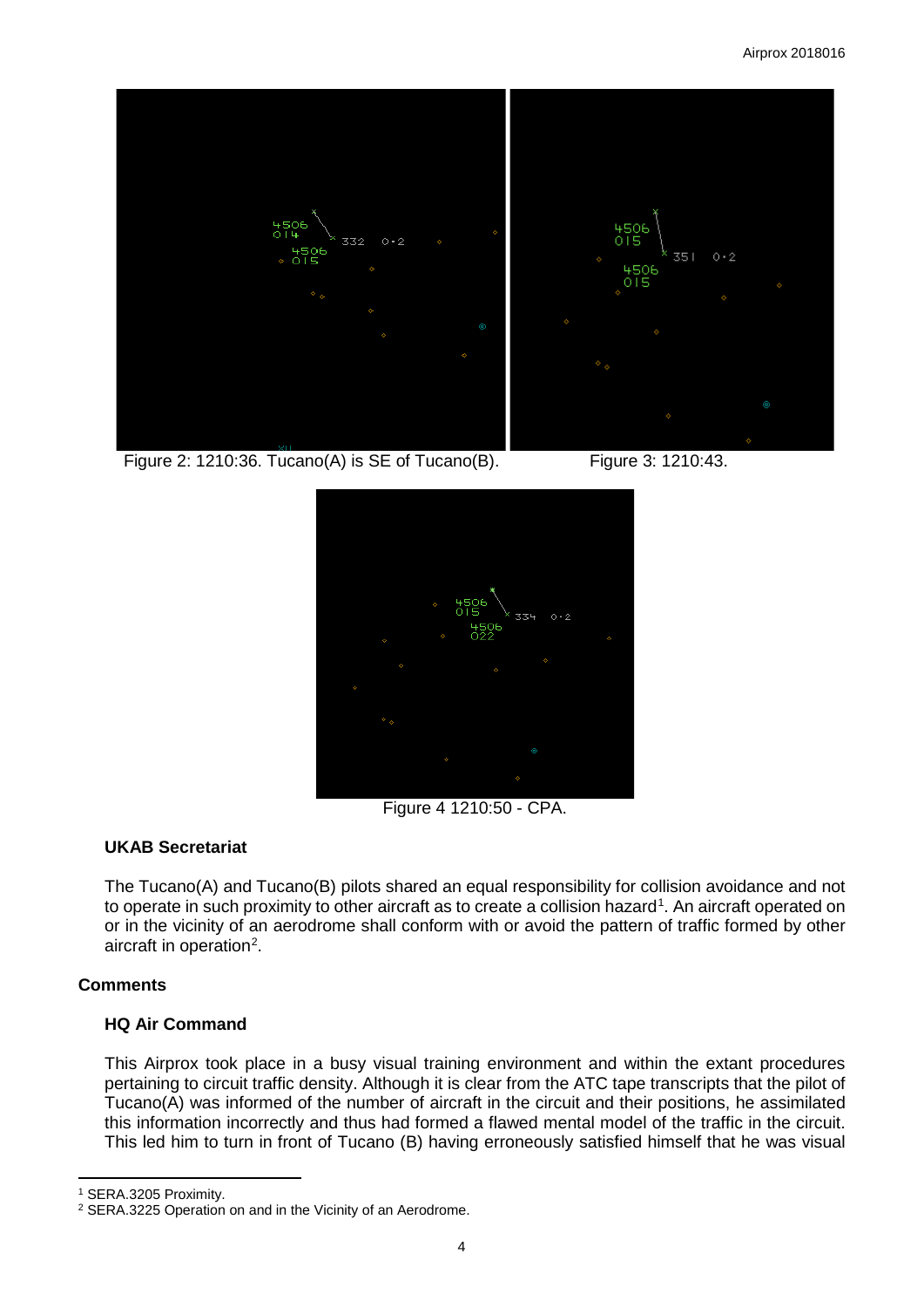Figure 2: 1210:36. Tucano(A) is SE of Tucano(B).

Figure 3: 1210:43.

Figure 4 1210:50 - CPA.

### UKAB Secretariat

The Tucano(A) and Tucano(B) pilots shared an equal responsibility for collision avoidance and not to operate in such proximity to other aircraft as to create a collision hazard[1]. An aircraft operated on or in the vicinity of an aerodrome shall conform with or avoid the pattern of traffic formed by other aircraft in operation[2].

## Comments

### HQ Air Command

This Airprox took place in a busy visual training environment and within the extant procedures pertaining to circuit traffic density. Although it is clear from the ATC tape transcripts that the pilot of Tucano(A) was informed of the number of aircraft in the circuit and their positions, he assimilated this information incorrectly and thus had formed a flawed mental model of the traffic in the circuit. This led him to turn in front of Tucano (B) having erroneously satisfied himself that he was visual

---

[1] SERA.3205 Proximity.

[2] SERA.3225 Operation on and in the Vicinity of an Aerodrome.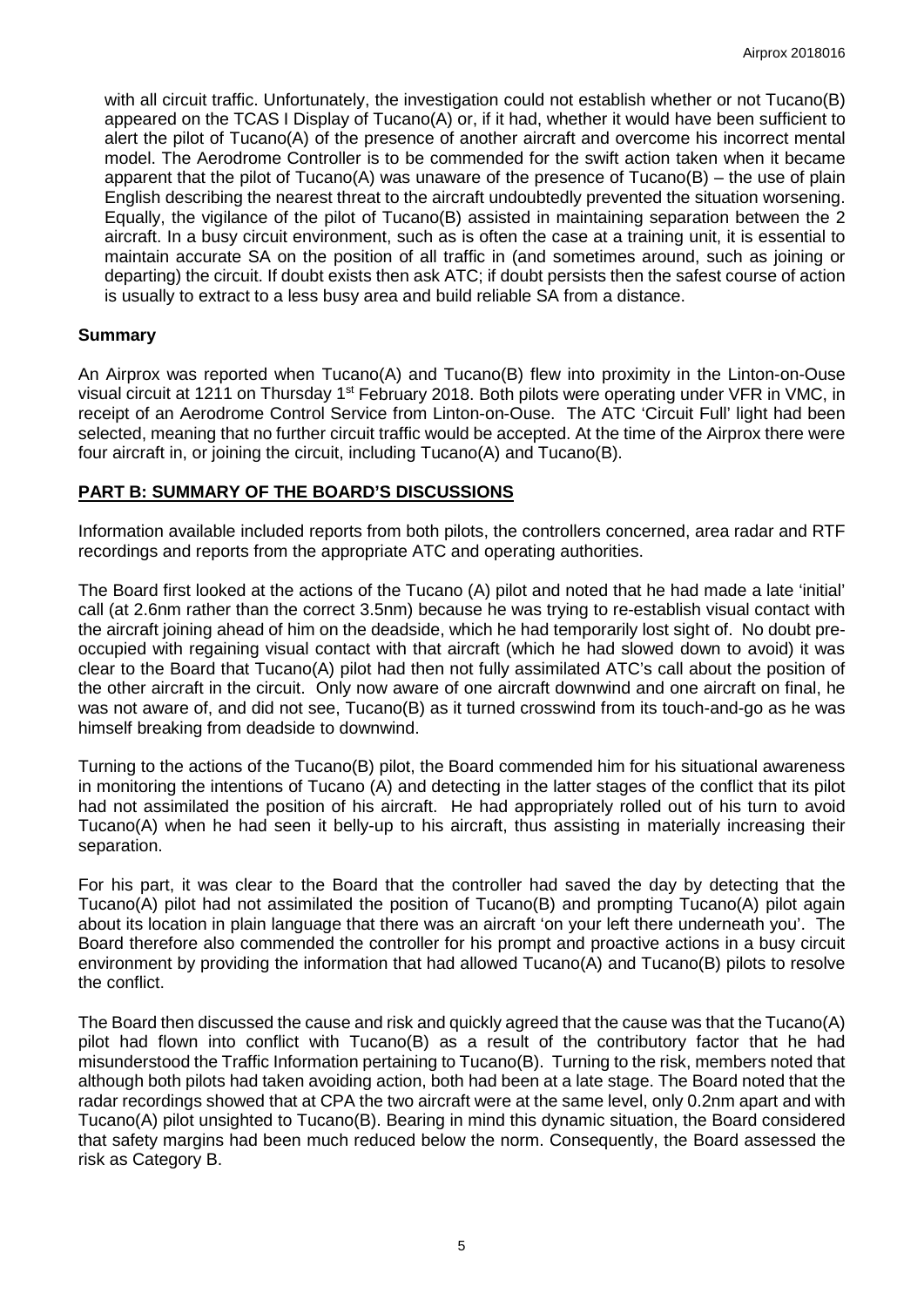with all circuit traffic. Unfortunately, the investigation could not establish whether or not Tucano(B) appeared on the TCAS I Display of Tucano(A) or, if it had, whether it would have been sufficient to alert the pilot of Tucano(A) of the presence of another aircraft and overcome his incorrect mental model. The Aerodrome Controller is to be commended for the swift action taken when it became apparent that the pilot of Tucano(A) was unaware of the presence of Tucano(B) – the use of plain English describing the nearest threat to the aircraft undoubtedly prevented the situation worsening. Equally, the vigilance of the pilot of Tucano(B) assisted in maintaining separation between the 2 aircraft. In a busy circuit environment, such as is often the case at a training unit, it is essential to maintain accurate SA on the position of all traffic in (and sometimes around, such as joining or departing) the circuit. If doubt exists then ask ATC; if doubt persists then the safest course of action is usually to extract to a less busy area and build reliable SA from a distance.

### Summary

An Airprox was reported when Tucano(A) and Tucano(B) flew into proximity in the Linton-on-Ouse visual circuit at 1211 on Thursday 1st February 2018. Both pilots were operating under VFR in VMC, in receipt of an Aerodrome Control Service from Linton-on-Ouse. The ATC 'Circuit Full' light had been selected, meaning that no further circuit traffic would be accepted. At the time of the Airprox there were four aircraft in, or joining the circuit, including Tucano(A) and Tucano(B).

## PART B: SUMMARY OF THE BOARD'S DISCUSSIONS

Information available included reports from both pilots, the controllers concerned, area radar and RTF recordings and reports from the appropriate ATC and operating authorities.

The Board first looked at the actions of the Tucano (A) pilot and noted that he had made a late 'initial' call (at 2.6nm rather than the correct 3.5nm) because he was trying to re-establish visual contact with the aircraft joining ahead of him on the deadside, which he had temporarily lost sight of. No doubt pre-occupied with regaining visual contact with that aircraft (which he had slowed down to avoid) it was clear to the Board that Tucano(A) pilot had then not fully assimilated ATC's call about the position of the other aircraft in the circuit. Only now aware of one aircraft downwind and one aircraft on final, he was not aware of, and did not see, Tucano(B) as it turned crosswind from its touch-and-go as he was himself breaking from deadside to downwind.

Turning to the actions of the Tucano(B) pilot, the Board commended him for his situational awareness in monitoring the intentions of Tucano (A) and detecting in the latter stages of the conflict that its pilot had not assimilated the position of his aircraft. He had appropriately rolled out of his turn to avoid Tucano(A) when he had seen it belly-up to his aircraft, thus assisting in materially increasing their separation.

For his part, it was clear to the Board that the controller had saved the day by detecting that the Tucano(A) pilot had not assimilated the position of Tucano(B) and prompting Tucano(A) pilot again about its location in plain language that there was an aircraft 'on your left there underneath you'. The Board therefore also commended the controller for his prompt and proactive actions in a busy circuit environment by providing the information that had allowed Tucano(A) and Tucano(B) pilots to resolve the conflict.

The Board then discussed the cause and risk and quickly agreed that the cause was that the Tucano(A) pilot had flown into conflict with Tucano(B) as a result of the contributory factor that he had misunderstood the Traffic Information pertaining to Tucano(B). Turning to the risk, members noted that although both pilots had taken avoiding action, both had been at a late stage. The Board noted that the radar recordings showed that at CPA the two aircraft were at the same level, only 0.2nm apart and with Tucano(A) pilot unsighted to Tucano(B). Bearing in mind this dynamic situation, the Board considered that safety margins had been much reduced below the norm. Consequently, the Board assessed the risk as Category B.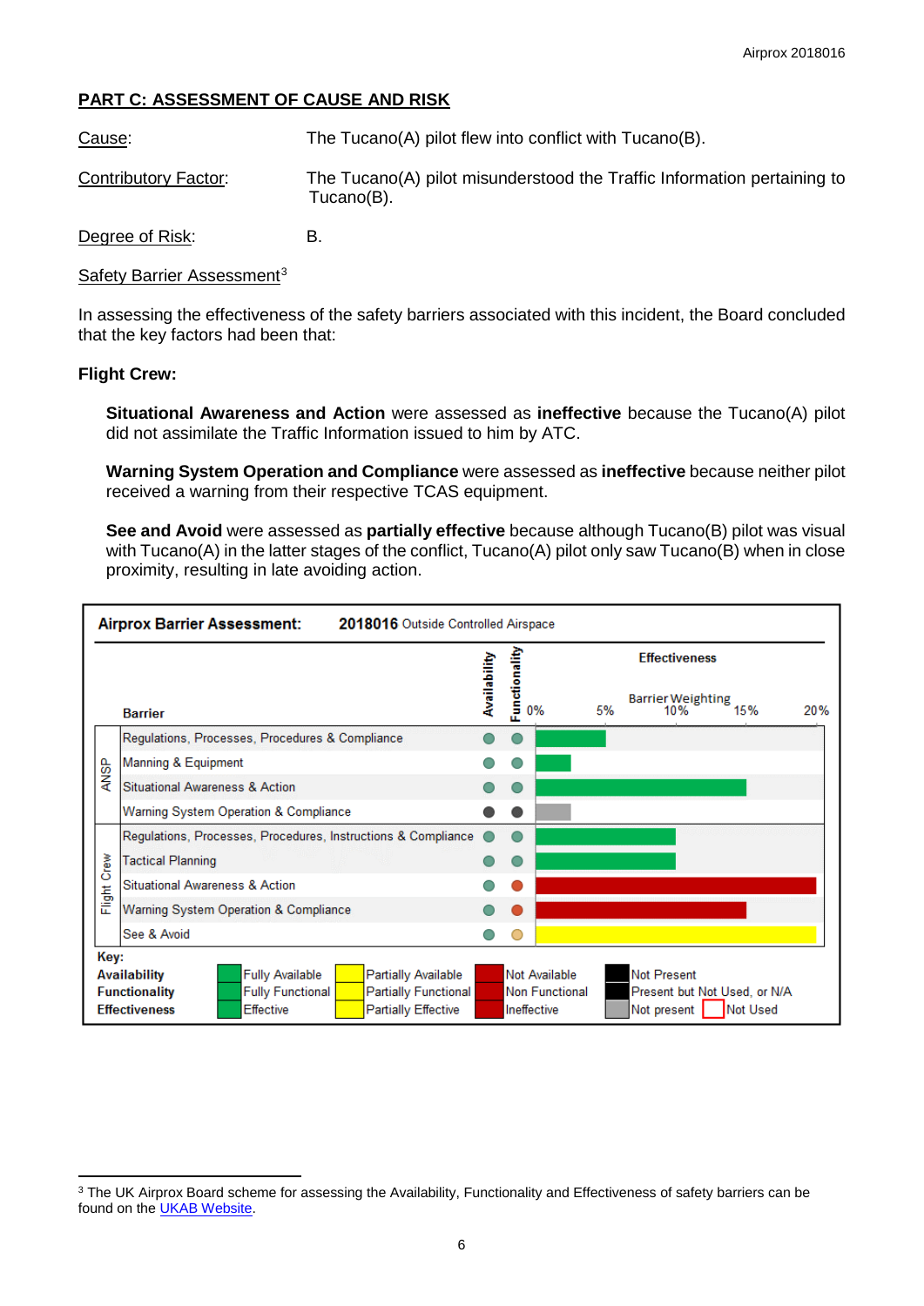## PART C: ASSESSMENT OF CAUSE AND RISK

Cause: The Tucano(A) pilot flew into conflict with Tucano(B).

Contributory Factor: The Tucano(A) pilot misunderstood the Traffic Information pertaining to Tucano(B).

Degree of Risk: B.

Safety Barrier Assessment[3]

In assessing the effectiveness of the safety barriers associated with this incident, the Board concluded that the key factors had been that:

**Flight Crew:**

**Situational Awareness and Action** were assessed as **ineffective** because the Tucano(A) pilot did not assimilate the Traffic Information issued to him by ATC.

**Warning System Operation and Compliance** were assessed as **ineffective** because neither pilot received a warning from their respective TCAS equipment.

**See and Avoid** were assessed as **partially effective** because although Tucano(B) pilot was visual with Tucano(A) in the latter stages of the conflict, Tucano(A) pilot only saw Tucano(B) when in close proximity, resulting in late avoiding action.

**Airprox Barrier Assessment:** **2018016** Outside Controlled Airspace

Barrier
Availability
Functionality
Effectiveness
Barrier Weighting
0%
5%
10%
15%
20%

ANSP
Regulations, Processes, Procedures & Compliance
Manning & Equipment
Situational Awareness & Action
Warning System Operation & Compliance

Flight Crew
Regulations, Processes, Procedures, Instructions & Compliance
Tactical Planning
Situational Awareness & Action
Warning System Operation & Compliance
See & Avoid

Key:
Availability: Fully Available, Partially Available, Not Available, Not Present
Functionality: Fully Functional, Partially Functional, Non Functional, Present but Not Used, or N/A
Effectiveness: Effective, Partially Effective, Ineffective, Not present, Not Used

[3] The UK Airprox Board scheme for assessing the Availability, Functionality and Effectiveness of safety barriers can be found on the UKAB Website.